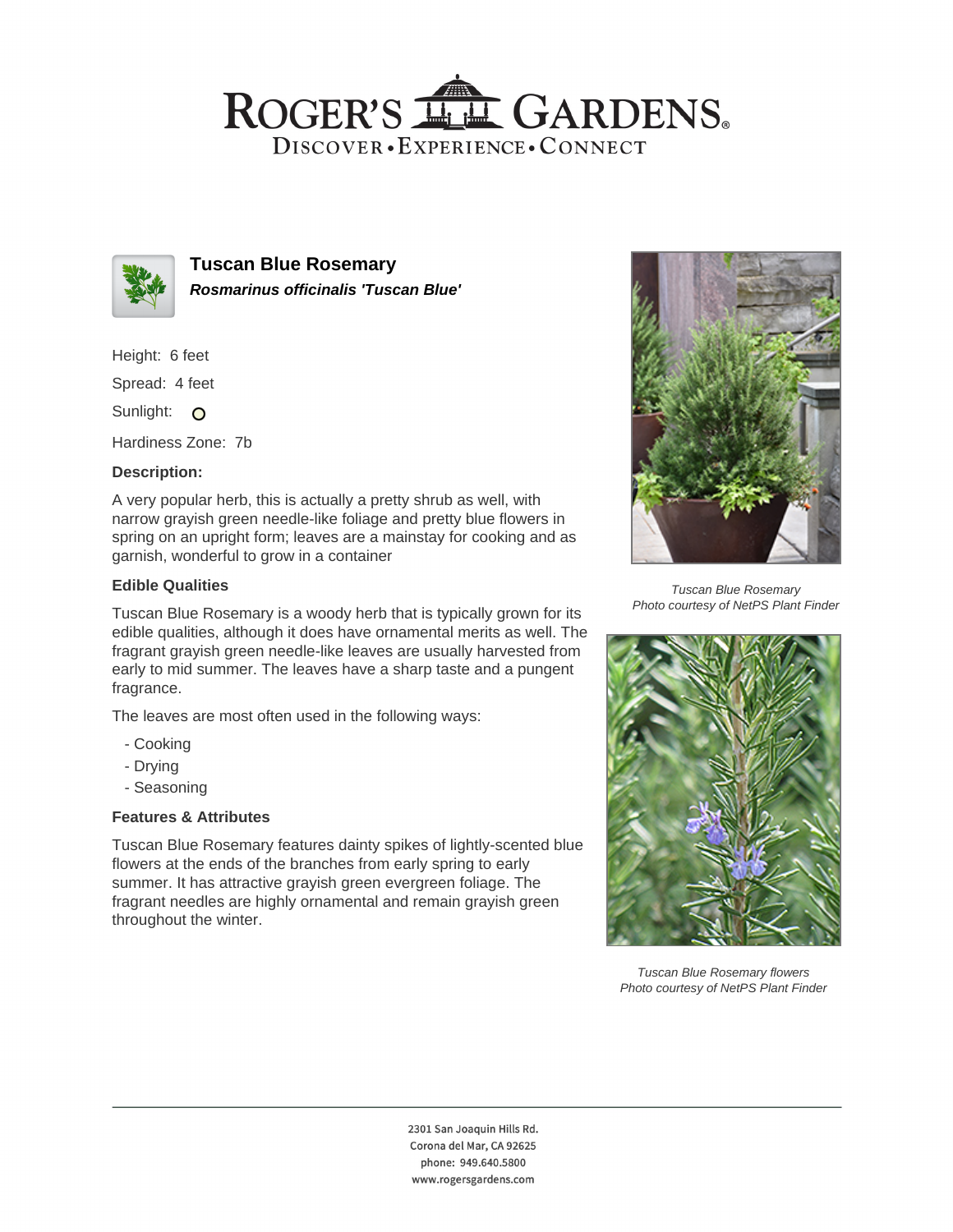# ROGER'S GARDENS

DISCOVER • EXPERIENCE • CONNECT

## Tuscan Blue Rosemary

***Rosmarinus officinalis 'Tuscan Blue'***

Height: 6 feet

Spread: 4 feet

Sunlight: ○

Hardiness Zone: 7b

### Description:

A very popular herb, this is actually a pretty shrub as well, with narrow grayish green needle-like foliage and pretty blue flowers in spring on an upright form; leaves are a mainstay for cooking and as garnish, wonderful to grow in a container

### Edible Qualities

Tuscan Blue Rosemary is a woody herb that is typically grown for its edible qualities, although it does have ornamental merits as well. The fragrant grayish green needle-like leaves are usually harvested from early to mid summer. The leaves have a sharp taste and a pungent fragrance.

The leaves are most often used in the following ways:

- Cooking
- Drying
- Seasoning

### Features & Attributes

Tuscan Blue Rosemary features dainty spikes of lightly-scented blue flowers at the ends of the branches from early spring to early summer. It has attractive grayish green evergreen foliage. The fragrant needles are highly ornamental and remain grayish green throughout the winter.

*Tuscan Blue Rosemary*
*Photo courtesy of NetPS Plant Finder*

*Tuscan Blue Rosemary flowers*
*Photo courtesy of NetPS Plant Finder*

2301 San Joaquin Hills Rd.
Corona del Mar, CA 92625
phone: 949.640.5800
www.rogersgardens.com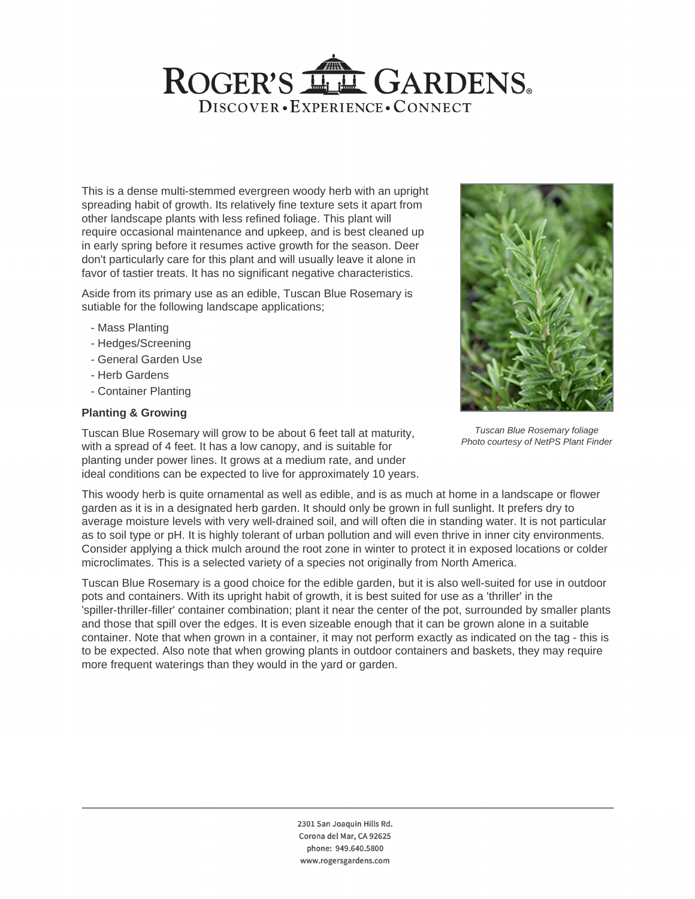This is a dense multi-stemmed evergreen woody herb with an upright spreading habit of growth. Its relatively fine texture sets it apart from other landscape plants with less refined foliage. This plant will require occasional maintenance and upkeep, and is best cleaned up in early spring before it resumes active growth for the season. Deer don't particularly care for this plant and will usually leave it alone in favor of tastier treats. It has no significant negative characteristics.

Aside from its primary use as an edible, Tuscan Blue Rosemary is sutiable for the following landscape applications;

- Mass Planting
- Hedges/Screening
- General Garden Use
- Herb Gardens
- Container Planting

*Tuscan Blue Rosemary foliage*
*Photo courtesy of NetPS Plant Finder*

**Planting & Growing**

Tuscan Blue Rosemary will grow to be about 6 feet tall at maturity, with a spread of 4 feet. It has a low canopy, and is suitable for planting under power lines. It grows at a medium rate, and under ideal conditions can be expected to live for approximately 10 years.

This woody herb is quite ornamental as well as edible, and is as much at home in a landscape or flower garden as it is in a designated herb garden. It should only be grown in full sunlight. It prefers dry to average moisture levels with very well-drained soil, and will often die in standing water. It is not particular as to soil type or pH. It is highly tolerant of urban pollution and will even thrive in inner city environments. Consider applying a thick mulch around the root zone in winter to protect it in exposed locations or colder microclimates. This is a selected variety of a species not originally from North America.

Tuscan Blue Rosemary is a good choice for the edible garden, but it is also well-suited for use in outdoor pots and containers. With its upright habit of growth, it is best suited for use as a 'thriller' in the 'spiller-thriller-filler' container combination; plant it near the center of the pot, surrounded by smaller plants and those that spill over the edges. It is even sizeable enough that it can be grown alone in a suitable container. Note that when grown in a container, it may not perform exactly as indicated on the tag - this is to be expected. Also note that when growing plants in outdoor containers and baskets, they may require more frequent waterings than they would in the yard or garden.